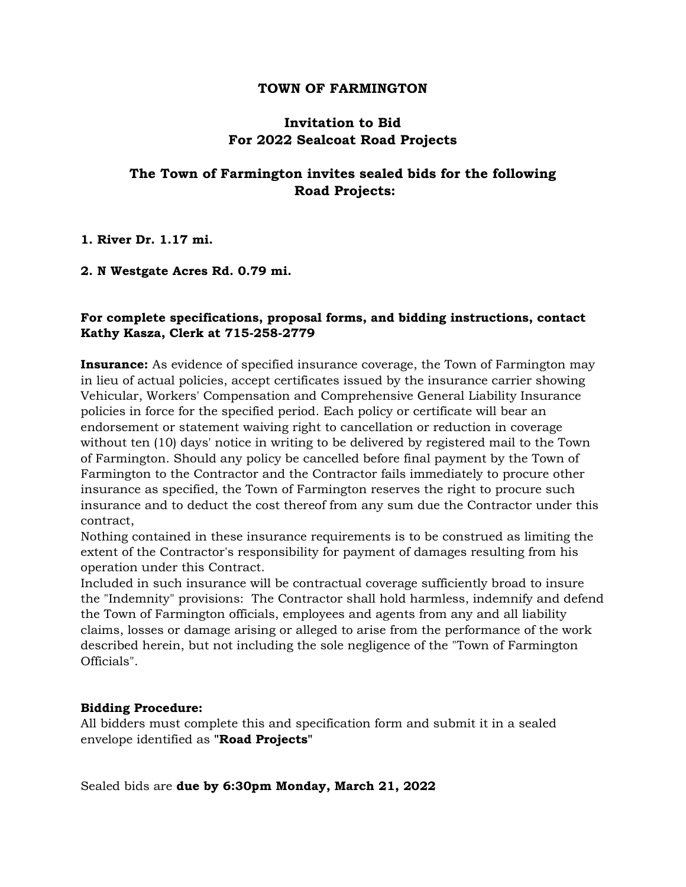# TOWN OF FARMINGTON

## Invitation to Bid
## For 2022 Sealcoat Road Projects

## The Town of Farmington invites sealed bids for the following Road Projects:

**1. River Dr. 1.17 mi.**

**2. N Westgate Acres Rd. 0.79 mi.**

**For complete specifications, proposal forms, and bidding instructions, contact Kathy Kasza, Clerk at 715-258-2779**

**Insurance:** As evidence of specified insurance coverage, the Town of Farmington may in lieu of actual policies, accept certificates issued by the insurance carrier showing Vehicular, Workers' Compensation and Comprehensive General Liability Insurance policies in force for the specified period. Each policy or certificate will bear an endorsement or statement waiving right to cancellation or reduction in coverage without ten (10) days' notice in writing to be delivered by registered mail to the Town of Farmington. Should any policy be cancelled before final payment by the Town of Farmington to the Contractor and the Contractor fails immediately to procure other insurance as specified, the Town of Farmington reserves the right to procure such insurance and to deduct the cost thereof from any sum due the Contractor under this contract,

Nothing contained in these insurance requirements is to be construed as limiting the extent of the Contractor's responsibility for payment of damages resulting from his operation under this Contract.

Included in such insurance will be contractual coverage sufficiently broad to insure the "Indemnity" provisions: The Contractor shall hold harmless, indemnify and defend the Town of Farmington officials, employees and agents from any and all liability claims, losses or damage arising or alleged to arise from the performance of the work described herein, but not including the sole negligence of the "Town of Farmington Officials".

**Bidding Procedure:**

All bidders must complete this and specification form and submit it in a sealed envelope identified as "**Road Projects**"

Sealed bids are **due by 6:30pm Monday, March 21, 2022**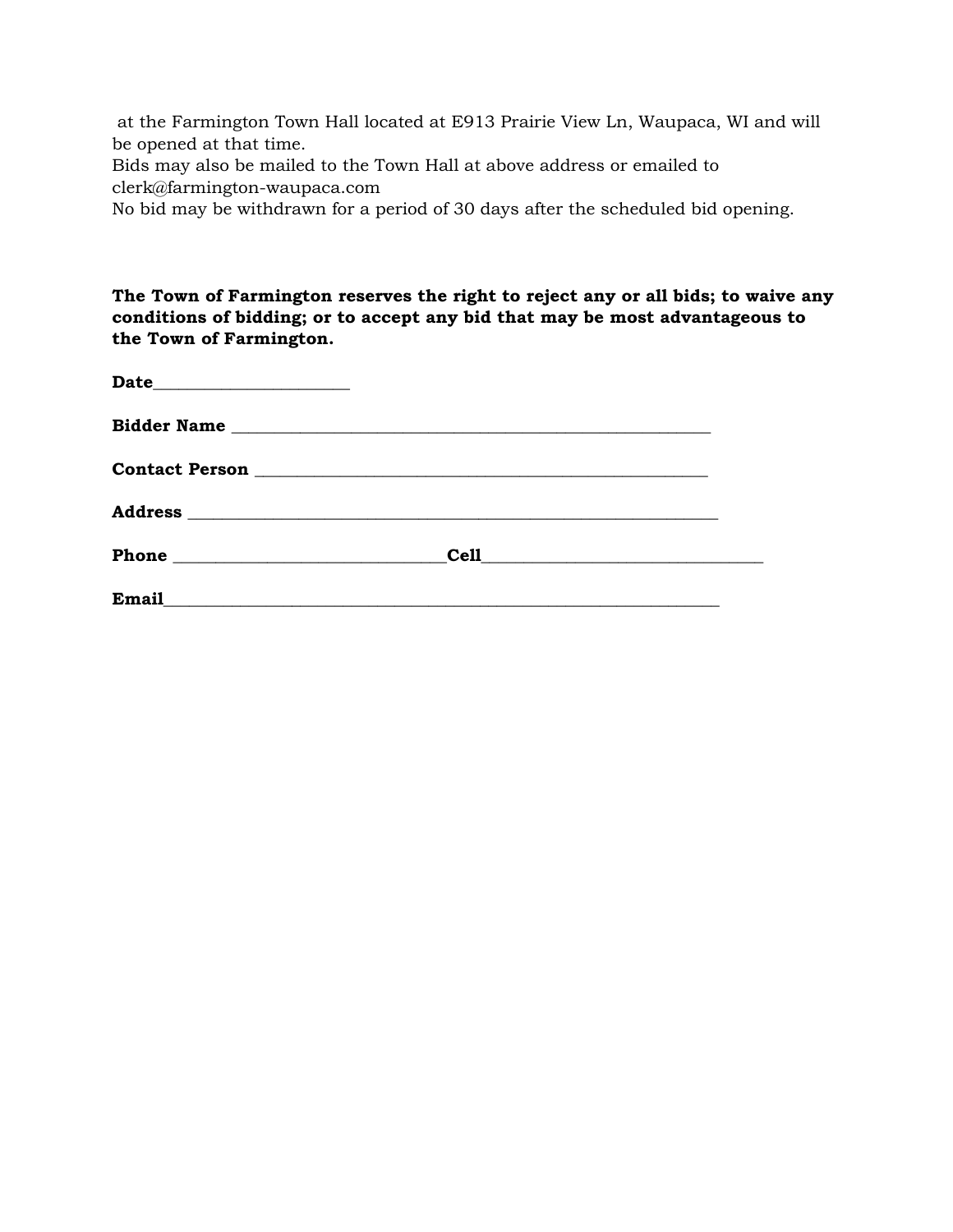at the Farmington Town Hall located at E913 Prairie View Ln, Waupaca, WI and will be opened at that time.
Bids may also be mailed to the Town Hall at above address or emailed to clerk@farmington-waupaca.com
No bid may be withdrawn for a period of 30 days after the scheduled bid opening.

**The Town of Farmington reserves the right to reject any or all bids; to waive any conditions of bidding; or to accept any bid that may be most advantageous to the Town of Farmington.**

**Date**_______________________

**Bidder Name** _________________________________________________________

**Contact Person** ______________________________________________________

**Address** ______________________________________________________________

**Phone** ________________________________**Cell**________________________________

**Email**_________________________________________________________________